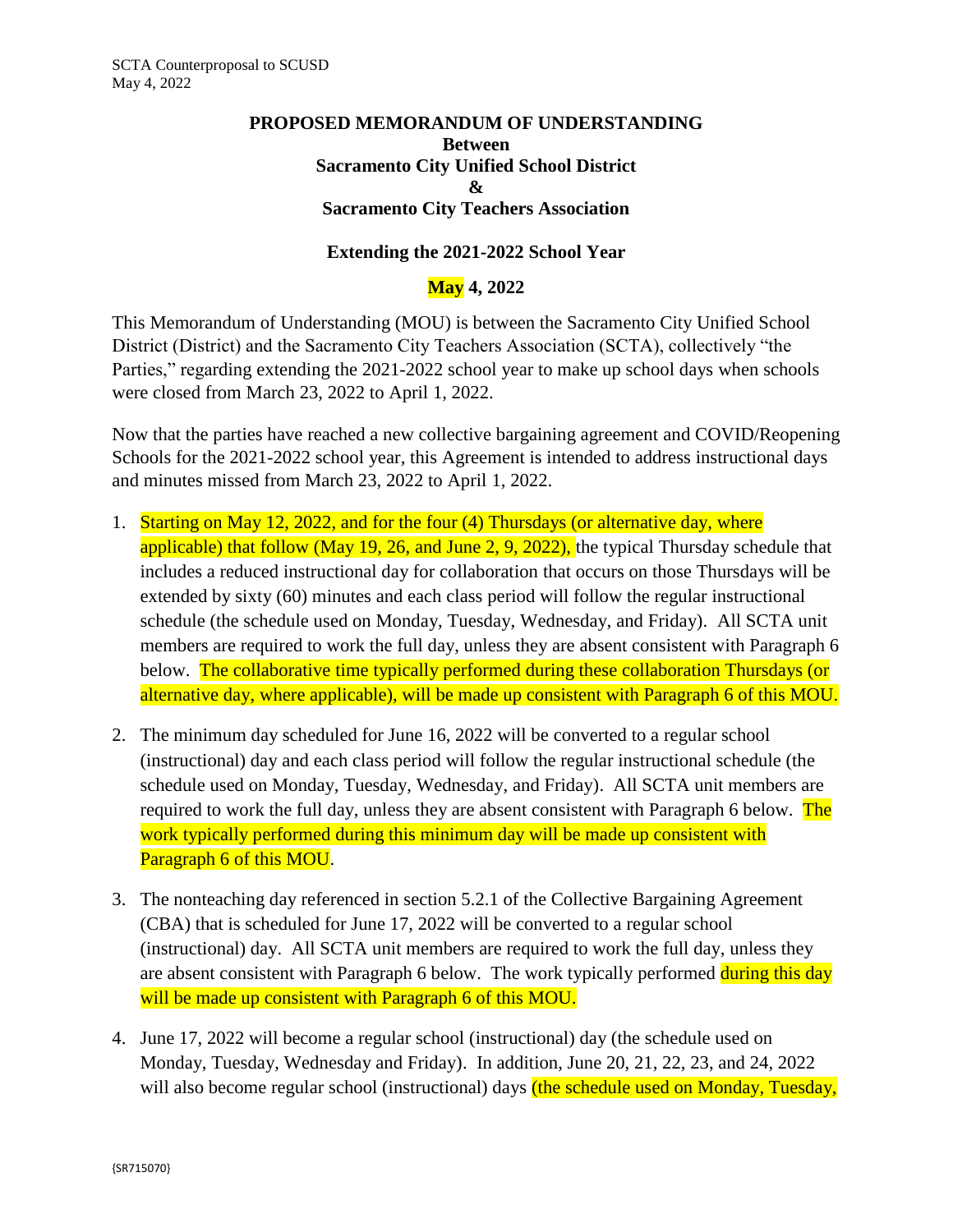SCTA Counterproposal to SCUSD
May 4, 2022

**PROPOSED MEMORANDUM OF UNDERSTANDING**
**Between**
**Sacramento City Unified School District**
**&**
**Sacramento City Teachers Association**

**Extending the 2021-2022 School Year**

**May 4, 2022**

This Memorandum of Understanding (MOU) is between the Sacramento City Unified School District (District) and the Sacramento City Teachers Association (SCTA), collectively "the Parties," regarding extending the 2021-2022 school year to make up school days when schools were closed from March 23, 2022 to April 1, 2022.

Now that the parties have reached a new collective bargaining agreement and COVID/Reopening Schools for the 2021-2022 school year, this Agreement is intended to address instructional days and minutes missed from March 23, 2022 to April 1, 2022.

1. Starting on May 12, 2022, and for the four (4) Thursdays (or alternative day, where applicable) that follow (May 19, 26, and June 2, 9, 2022), the typical Thursday schedule that includes a reduced instructional day for collaboration that occurs on those Thursdays will be extended by sixty (60) minutes and each class period will follow the regular instructional schedule (the schedule used on Monday, Tuesday, Wednesday, and Friday). All SCTA unit members are required to work the full day, unless they are absent consistent with Paragraph 6 below. The collaborative time typically performed during these collaboration Thursdays (or alternative day, where applicable), will be made up consistent with Paragraph 6 of this MOU.

2. The minimum day scheduled for June 16, 2022 will be converted to a regular school (instructional) day and each class period will follow the regular instructional schedule (the schedule used on Monday, Tuesday, Wednesday, and Friday). All SCTA unit members are required to work the full day, unless they are absent consistent with Paragraph 6 below. The work typically performed during this minimum day will be made up consistent with Paragraph 6 of this MOU.

3. The nonteaching day referenced in section 5.2.1 of the Collective Bargaining Agreement (CBA) that is scheduled for June 17, 2022 will be converted to a regular school (instructional) day. All SCTA unit members are required to work the full day, unless they are absent consistent with Paragraph 6 below. The work typically performed during this day will be made up consistent with Paragraph 6 of this MOU.

4. June 17, 2022 will become a regular school (instructional) day (the schedule used on Monday, Tuesday, Wednesday and Friday). In addition, June 20, 21, 22, 23, and 24, 2022 will also become regular school (instructional) days (the schedule used on Monday, Tuesday,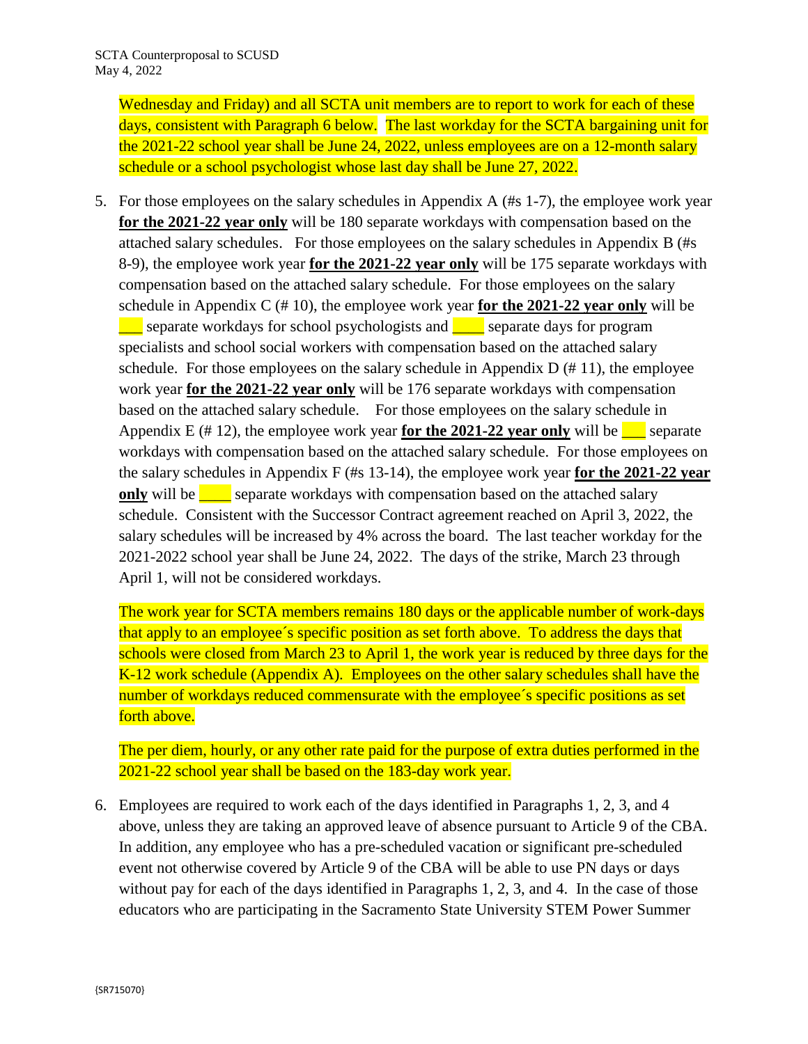Wednesday and Friday) and all SCTA unit members are to report to work for each of these days, consistent with Paragraph 6 below. The last workday for the SCTA bargaining unit for the 2021-22 school year shall be June 24, 2022, unless employees are on a 12-month salary schedule or a school psychologist whose last day shall be June 27, 2022.

5. For those employees on the salary schedules in Appendix A (#s 1-7), the employee work year **for the 2021-22 year only** will be 180 separate workdays with compensation based on the attached salary schedules. For those employees on the salary schedules in Appendix B (#s 8-9), the employee work year **for the 2021-22 year only** will be 175 separate workdays with compensation based on the attached salary schedule. For those employees on the salary schedule in Appendix C (# 10), the employee work year **for the 2021-22 year only** will be ___ separate workdays for school psychologists and ____ separate days for program specialists and school social workers with compensation based on the attached salary schedule. For those employees on the salary schedule in Appendix D (# 11), the employee work year **for the 2021-22 year only** will be 176 separate workdays with compensation based on the attached salary schedule. For those employees on the salary schedule in Appendix E (# 12), the employee work year **for the 2021-22 year only** will be ___ separate workdays with compensation based on the attached salary schedule. For those employees on the salary schedules in Appendix F (#s 13-14), the employee work year **for the 2021-22 year only** will be ____ separate workdays with compensation based on the attached salary schedule. Consistent with the Successor Contract agreement reached on April 3, 2022, the salary schedules will be increased by 4% across the board. The last teacher workday for the 2021-2022 school year shall be June 24, 2022. The days of the strike, March 23 through April 1, will not be considered workdays.

   The work year for SCTA members remains 180 days or the applicable number of work-days that apply to an employee´s specific position as set forth above. To address the days that schools were closed from March 23 to April 1, the work year is reduced by three days for the K-12 work schedule (Appendix A). Employees on the other salary schedules shall have the number of workdays reduced commensurate with the employee´s specific positions as set forth above.

   The per diem, hourly, or any other rate paid for the purpose of extra duties performed in the 2021-22 school year shall be based on the 183-day work year.

6. Employees are required to work each of the days identified in Paragraphs 1, 2, 3, and 4 above, unless they are taking an approved leave of absence pursuant to Article 9 of the CBA. In addition, any employee who has a pre-scheduled vacation or significant pre-scheduled event not otherwise covered by Article 9 of the CBA will be able to use PN days or days without pay for each of the days identified in Paragraphs 1, 2, 3, and 4. In the case of those educators who are participating in the Sacramento State University STEM Power Summer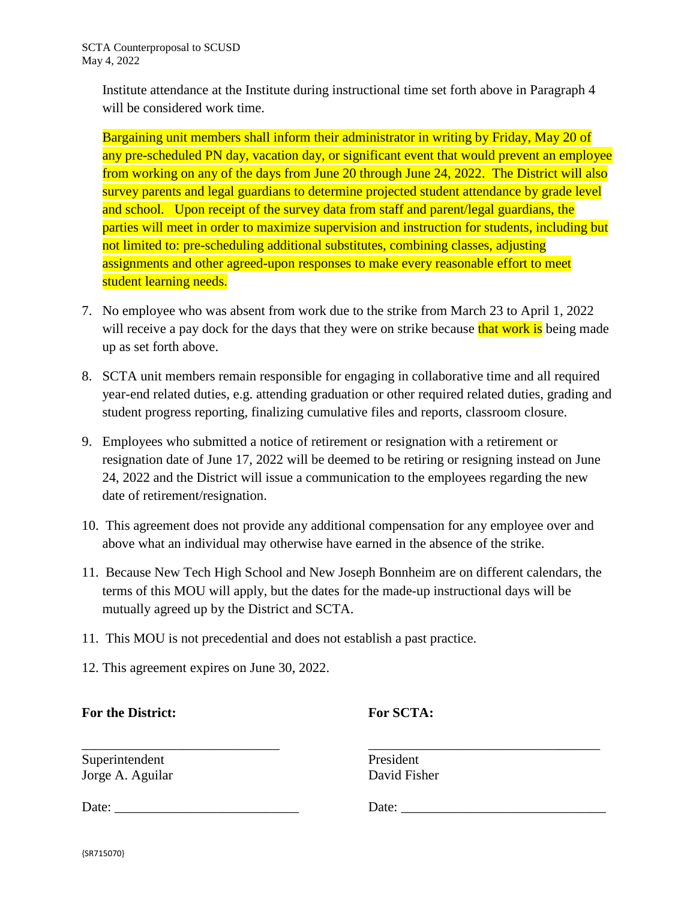Institute attendance at the Institute during instructional time set forth above in Paragraph 4 will be considered work time.

Bargaining unit members shall inform their administrator in writing by Friday, May 20 of any pre-scheduled PN day, vacation day, or significant event that would prevent an employee from working on any of the days from June 20 through June 24, 2022. The District will also survey parents and legal guardians to determine projected student attendance by grade level and school. Upon receipt of the survey data from staff and parent/legal guardians, the parties will meet in order to maximize supervision and instruction for students, including but not limited to: pre-scheduling additional substitutes, combining classes, adjusting assignments and other agreed-upon responses to make every reasonable effort to meet student learning needs.

7. No employee who was absent from work due to the strike from March 23 to April 1, 2022 will receive a pay dock for the days that they were on strike because that work is being made up as set forth above.

8. SCTA unit members remain responsible for engaging in collaborative time and all required year-end related duties, e.g. attending graduation or other required related duties, grading and student progress reporting, finalizing cumulative files and reports, classroom closure.

9. Employees who submitted a notice of retirement or resignation with a retirement or resignation date of June 17, 2022 will be deemed to be retiring or resigning instead on June 24, 2022 and the District will issue a communication to the employees regarding the new date of retirement/resignation.

10. This agreement does not provide any additional compensation for any employee over and above what an individual may otherwise have earned in the absence of the strike.

11. Because New Tech High School and New Joseph Bonnheim are on different calendars, the terms of this MOU will apply, but the dates for the made-up instructional days will be mutually agreed up by the District and SCTA.

11. This MOU is not precedential and does not establish a past practice.

12. This agreement expires on June 30, 2022.

**For the District:**

_____________________________

Superintendent
Jorge A. Aguilar

Date: ___________________________

**For SCTA:**

_____________________________

President
David Fisher

Date: ___________________________

{SR715070}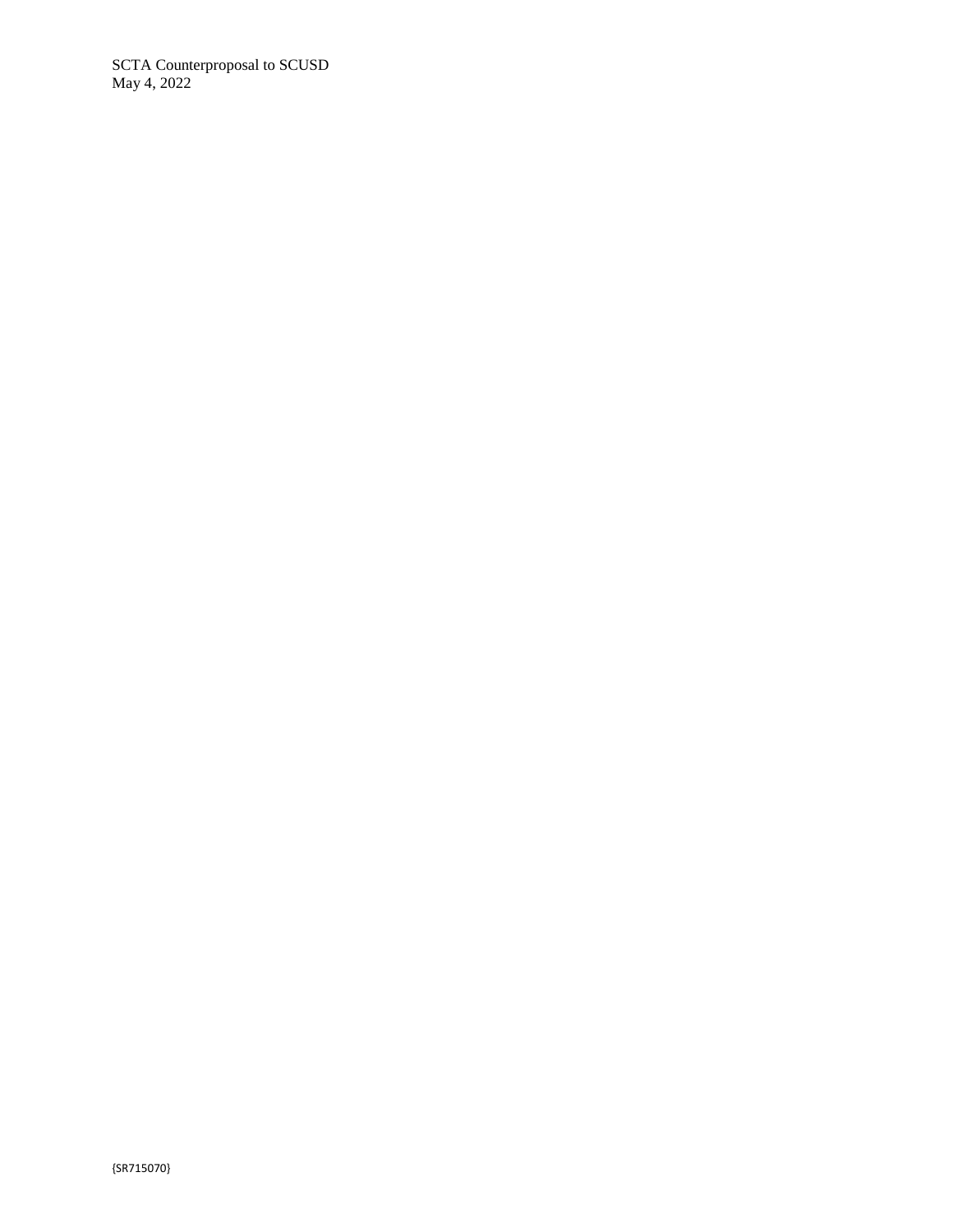SCTA Counterproposal to SCUSD
May 4, 2022

{SR715070}